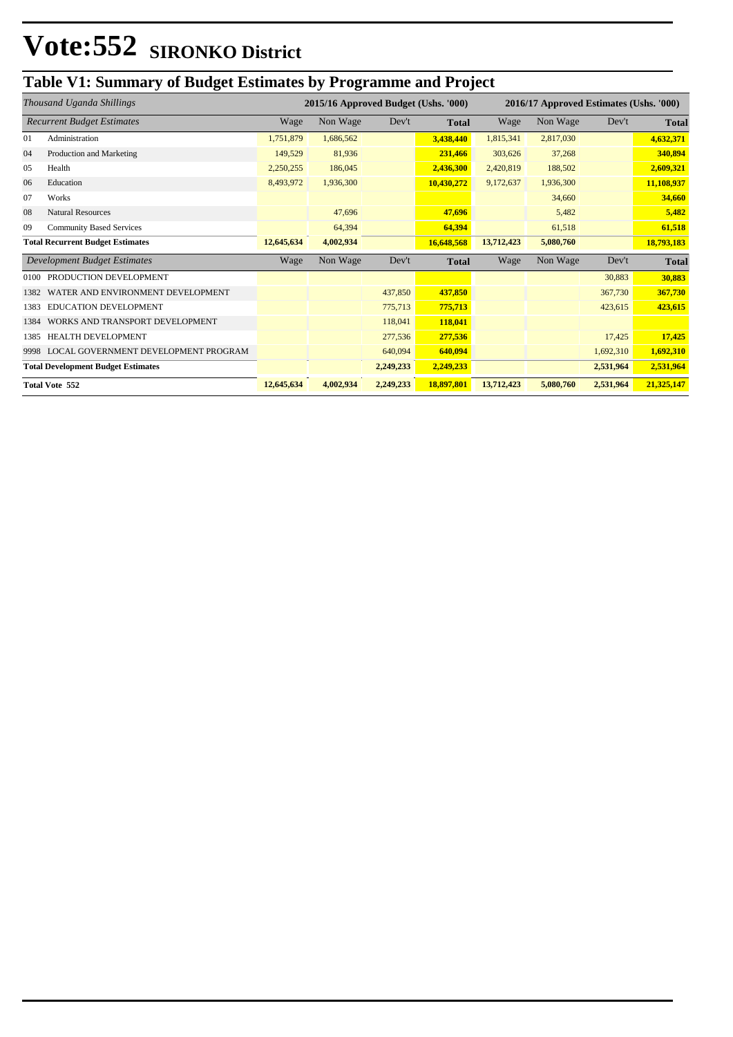# Vote:552 SIRONKO District

## Table V1: Summary of Budget Estimates by Programme and Project

| *Thousand Uganda Shillings* | | 2015/16 Approved Budget (Ushs. '000) | | | | 2016/17 Approved Estimates (Ushs. '000) | | | |
|---|---|---|---|---|---|---|---|---|---|
| *Recurrent Budget Estimates* | | Wage | Non Wage | Dev't | **Total** | Wage | Non Wage | Dev't | **Total** |
| 01 | Administration | 1,751,879 | 1,686,562 | | **3,438,440** | 1,815,341 | 2,817,030 | | **4,632,371** |
| 04 | Production and Marketing | 149,529 | 81,936 | | **231,466** | 303,626 | 37,268 | | **340,894** |
| 05 | Health | 2,250,255 | 186,045 | | **2,436,300** | 2,420,819 | 188,502 | | **2,609,321** |
| 06 | Education | 8,493,972 | 1,936,300 | | **10,430,272** | 9,172,637 | 1,936,300 | | **11,108,937** |
| 07 | Works | | | | | | 34,660 | | **34,660** |
| 08 | Natural Resources | | 47,696 | | **47,696** | | 5,482 | | **5,482** |
| 09 | Community Based Services | | 64,394 | | **64,394** | | 61,518 | | **61,518** |
| **Total Recurrent Budget Estimates** | | **12,645,634** | **4,002,934** | | **16,648,568** | **13,712,423** | **5,080,760** | | **18,793,183** |
| *Development Budget Estimates* | | Wage | Non Wage | Dev't | **Total** | Wage | Non Wage | Dev't | **Total** |
| 0100 | PRODUCTION DEVELOPMENT | | | | | | | 30,883 | **30,883** |
| 1382 | WATER AND ENVIRONMENT DEVELOPMENT | | | 437,850 | **437,850** | | | 367,730 | **367,730** |
| 1383 | EDUCATION DEVELOPMENT | | | 775,713 | **775,713** | | | 423,615 | **423,615** |
| 1384 | WORKS AND TRANSPORT DEVELOPMENT | | | 118,041 | **118,041** | | | | |
| 1385 | HEALTH DEVELOPMENT | | | 277,536 | **277,536** | | | 17,425 | **17,425** |
| 9998 | LOCAL GOVERNMENT DEVELOPMENT PROGRAM | | | 640,094 | **640,094** | | | 1,692,310 | **1,692,310** |
| **Total Development Budget Estimates** | | | | **2,249,233** | **2,249,233** | | | **2,531,964** | **2,531,964** |
| **Total Vote 552** | | **12,645,634** | **4,002,934** | **2,249,233** | **18,897,801** | **13,712,423** | **5,080,760** | **2,531,964** | **21,325,147** |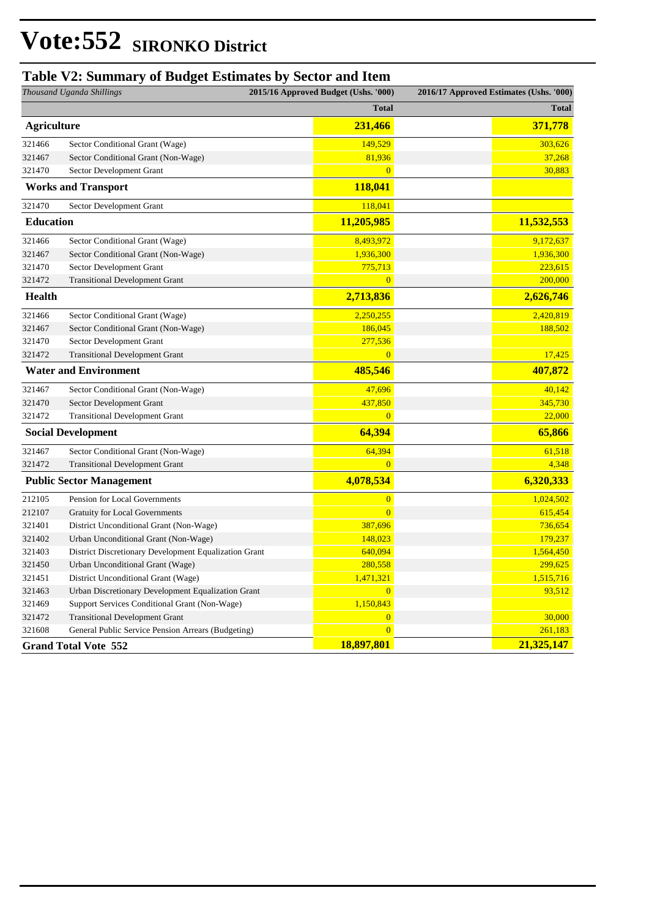# Vote:552 SIRONKO District

## Table V2: Summary of Budget Estimates by Sector and Item

| *Thousand Uganda Shillings* | | 2015/16 Approved Budget (Ushs. '000) | 2016/17 Approved Estimates (Ushs. '000) |
|---|---|---|---|
| | | **Total** | **Total** |
| **Agriculture** | | **231,466** | **371,778** |
| 321466 | Sector Conditional Grant (Wage) | 149,529 | 303,626 |
| 321467 | Sector Conditional Grant (Non-Wage) | 81,936 | 37,268 |
| 321470 | Sector Development Grant | 0 | 30,883 |
| **Works and Transport** | | **118,041** | |
| 321470 | Sector Development Grant | 118,041 | |
| **Education** | | **11,205,985** | **11,532,553** |
| 321466 | Sector Conditional Grant (Wage) | 8,493,972 | 9,172,637 |
| 321467 | Sector Conditional Grant (Non-Wage) | 1,936,300 | 1,936,300 |
| 321470 | Sector Development Grant | 775,713 | 223,615 |
| 321472 | Transitional Development Grant | 0 | 200,000 |
| **Health** | | **2,713,836** | **2,626,746** |
| 321466 | Sector Conditional Grant (Wage) | 2,250,255 | 2,420,819 |
| 321467 | Sector Conditional Grant (Non-Wage) | 186,045 | 188,502 |
| 321470 | Sector Development Grant | 277,536 | |
| 321472 | Transitional Development Grant | 0 | 17,425 |
| **Water and Environment** | | **485,546** | **407,872** |
| 321467 | Sector Conditional Grant (Non-Wage) | 47,696 | 40,142 |
| 321470 | Sector Development Grant | 437,850 | 345,730 |
| 321472 | Transitional Development Grant | 0 | 22,000 |
| **Social Development** | | **64,394** | **65,866** |
| 321467 | Sector Conditional Grant (Non-Wage) | 64,394 | 61,518 |
| 321472 | Transitional Development Grant | 0 | 4,348 |
| **Public Sector Management** | | **4,078,534** | **6,320,333** |
| 212105 | Pension for Local Governments | 0 | 1,024,502 |
| 212107 | Gratuity for Local Governments | 0 | 615,454 |
| 321401 | District Unconditional Grant (Non-Wage) | 387,696 | 736,654 |
| 321402 | Urban Unconditional Grant (Non-Wage) | 148,023 | 179,237 |
| 321403 | District Discretionary Development Equalization Grant | 640,094 | 1,564,450 |
| 321450 | Urban Unconditional Grant (Wage) | 280,558 | 299,625 |
| 321451 | District Unconditional Grant (Wage) | 1,471,321 | 1,515,716 |
| 321463 | Urban Discretionary Development Equalization Grant | 0 | 93,512 |
| 321469 | Support Services Conditional Grant (Non-Wage) | 1,150,843 | |
| 321472 | Transitional Development Grant | 0 | 30,000 |
| 321608 | General Public Service Pension Arrears (Budgeting) | 0 | 261,183 |
| **Grand Total Vote 552** | | **18,897,801** | **21,325,147** |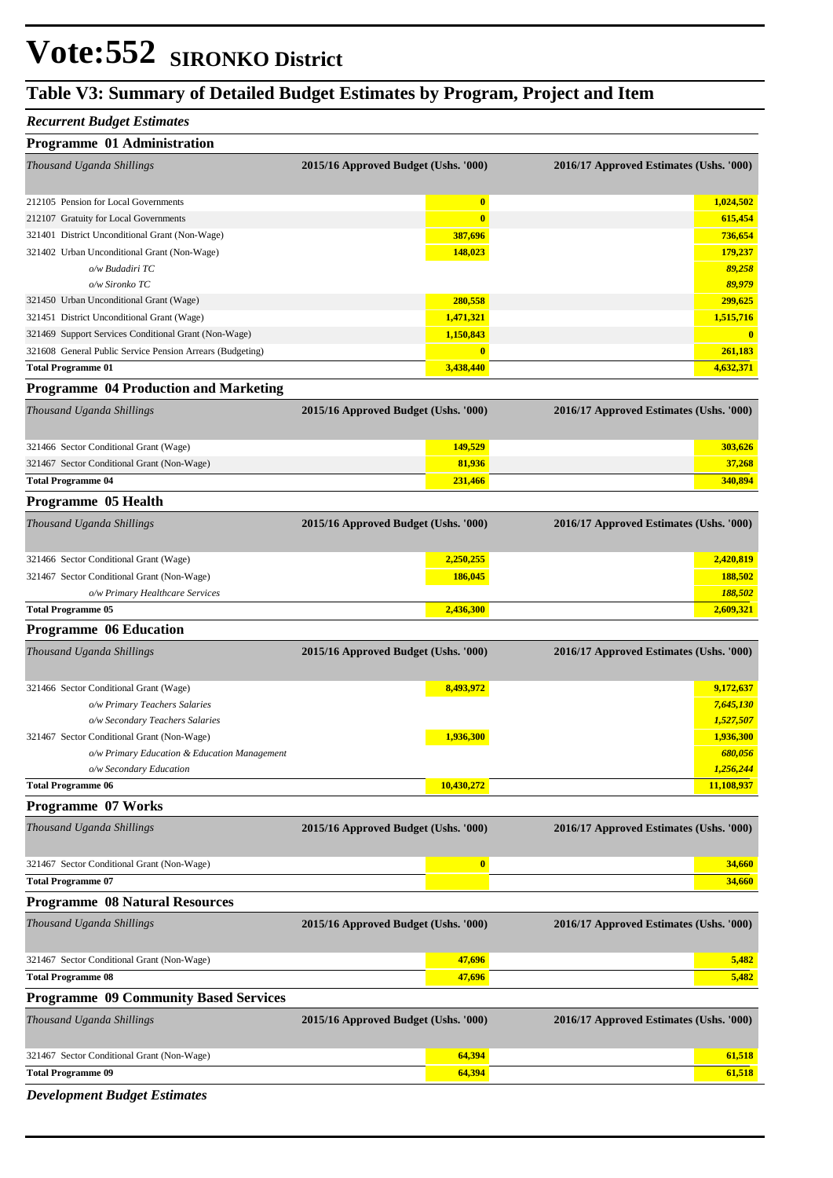# Vote:552 SIRONKO District

## Table V3: Summary of Detailed Budget Estimates by Program, Project and Item

### *Recurrent Budget Estimates*

### Programme 01 Administration

| *Thousand Uganda Shillings* | 2015/16 Approved Budget (Ushs. '000) | 2016/17 Approved Estimates (Ushs. '000) |
|---|---|---|
| 212105 Pension for Local Governments | 0 | 1,024,502 |
| 212107 Gratuity for Local Governments | 0 | 615,454 |
| 321401 District Unconditional Grant (Non-Wage) | 387,696 | 736,654 |
| 321402 Urban Unconditional Grant (Non-Wage) | 148,023 | 179,237 |
| *o/w Budadiri TC* | | *89,258* |
| *o/w Sironko TC* | | *89,979* |
| 321450 Urban Unconditional Grant (Wage) | 280,558 | 299,625 |
| 321451 District Unconditional Grant (Wage) | 1,471,321 | 1,515,716 |
| 321469 Support Services Conditional Grant (Non-Wage) | 1,150,843 | 0 |
| 321608 General Public Service Pension Arrears (Budgeting) | 0 | 261,183 |
| **Total Programme 01** | **3,438,440** | **4,632,371** |

### Programme 04 Production and Marketing

| *Thousand Uganda Shillings* | 2015/16 Approved Budget (Ushs. '000) | 2016/17 Approved Estimates (Ushs. '000) |
|---|---|---|
| 321466 Sector Conditional Grant (Wage) | 149,529 | 303,626 |
| 321467 Sector Conditional Grant (Non-Wage) | 81,936 | 37,268 |
| **Total Programme 04** | **231,466** | **340,894** |

### Programme 05 Health

| *Thousand Uganda Shillings* | 2015/16 Approved Budget (Ushs. '000) | 2016/17 Approved Estimates (Ushs. '000) |
|---|---|---|
| 321466 Sector Conditional Grant (Wage) | 2,250,255 | 2,420,819 |
| 321467 Sector Conditional Grant (Non-Wage) | 186,045 | 188,502 |
| *o/w Primary Healthcare Services* | | *188,502* |
| **Total Programme 05** | **2,436,300** | **2,609,321** |

### Programme 06 Education

| *Thousand Uganda Shillings* | 2015/16 Approved Budget (Ushs. '000) | 2016/17 Approved Estimates (Ushs. '000) |
|---|---|---|
| 321466 Sector Conditional Grant (Wage) | 8,493,972 | 9,172,637 |
| *o/w Primary Teachers Salaries* | | *7,645,130* |
| *o/w Secondary Teachers Salaries* | | *1,527,507* |
| 321467 Sector Conditional Grant (Non-Wage) | 1,936,300 | 1,936,300 |
| *o/w Primary Education & Education Management* | | *680,056* |
| *o/w Secondary Education* | | *1,256,244* |
| **Total Programme 06** | **10,430,272** | **11,108,937** |

### Programme 07 Works

| *Thousand Uganda Shillings* | 2015/16 Approved Budget (Ushs. '000) | 2016/17 Approved Estimates (Ushs. '000) |
|---|---|---|
| 321467 Sector Conditional Grant (Non-Wage) | 0 | 34,660 |
| **Total Programme 07** | | **34,660** |

### Programme 08 Natural Resources

| *Thousand Uganda Shillings* | 2015/16 Approved Budget (Ushs. '000) | 2016/17 Approved Estimates (Ushs. '000) |
|---|---|---|
| 321467 Sector Conditional Grant (Non-Wage) | 47,696 | 5,482 |
| **Total Programme 08** | **47,696** | **5,482** |

### Programme 09 Community Based Services

| *Thousand Uganda Shillings* | 2015/16 Approved Budget (Ushs. '000) | 2016/17 Approved Estimates (Ushs. '000) |
|---|---|---|
| 321467 Sector Conditional Grant (Non-Wage) | 64,394 | 61,518 |
| **Total Programme 09** | **64,394** | **61,518** |

### *Development Budget Estimates*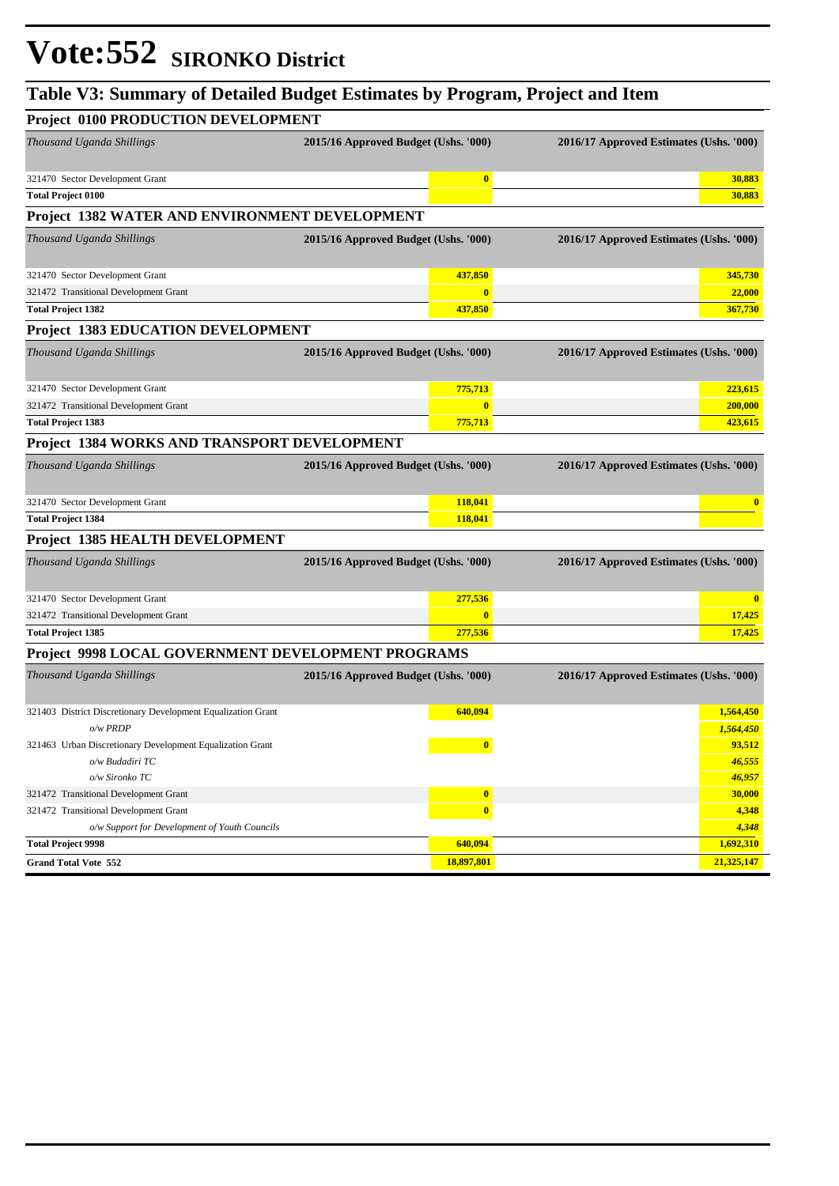# Vote:552 SIRONKO District

## Table V3: Summary of Detailed Budget Estimates by Program, Project and Item

### Project 0100 PRODUCTION DEVELOPMENT

| *Thousand Uganda Shillings* | 2015/16 Approved Budget (Ushs. '000) | 2016/17 Approved Estimates (Ushs. '000) |
|---|---|---|
| 321470 Sector Development Grant | 0 | 30,883 |
| **Total Project 0100** | | 30,883 |

### Project 1382 WATER AND ENVIRONMENT DEVELOPMENT

| *Thousand Uganda Shillings* | 2015/16 Approved Budget (Ushs. '000) | 2016/17 Approved Estimates (Ushs. '000) |
|---|---|---|
| 321470 Sector Development Grant | 437,850 | 345,730 |
| 321472 Transitional Development Grant | 0 | 22,000 |
| **Total Project 1382** | 437,850 | 367,730 |

### Project 1383 EDUCATION DEVELOPMENT

| *Thousand Uganda Shillings* | 2015/16 Approved Budget (Ushs. '000) | 2016/17 Approved Estimates (Ushs. '000) |
|---|---|---|
| 321470 Sector Development Grant | 775,713 | 223,615 |
| 321472 Transitional Development Grant | 0 | 200,000 |
| **Total Project 1383** | 775,713 | 423,615 |

### Project 1384 WORKS AND TRANSPORT DEVELOPMENT

| *Thousand Uganda Shillings* | 2015/16 Approved Budget (Ushs. '000) | 2016/17 Approved Estimates (Ushs. '000) |
|---|---|---|
| 321470 Sector Development Grant | 118,041 | 0 |
| **Total Project 1384** | 118,041 | |

### Project 1385 HEALTH DEVELOPMENT

| *Thousand Uganda Shillings* | 2015/16 Approved Budget (Ushs. '000) | 2016/17 Approved Estimates (Ushs. '000) |
|---|---|---|
| 321470 Sector Development Grant | 277,536 | 0 |
| 321472 Transitional Development Grant | 0 | 17,425 |
| **Total Project 1385** | 277,536 | 17,425 |

### Project 9998 LOCAL GOVERNMENT DEVELOPMENT PROGRAMS

| *Thousand Uganda Shillings* | 2015/16 Approved Budget (Ushs. '000) | 2016/17 Approved Estimates (Ushs. '000) |
|---|---|---|
| 321403 District Discretionary Development Equalization Grant | 640,094 | 1,564,450 |
| *o/w PRDP* | | *1,564,450* |
| 321463 Urban Discretionary Development Equalization Grant | 0 | 93,512 |
| *o/w Budadiri TC* | | *46,555* |
| *o/w Sironko TC* | | *46,957* |
| 321472 Transitional Development Grant | 0 | 30,000 |
| 321472 Transitional Development Grant | 0 | 4,348 |
| *o/w Support for Development of Youth Councils* | | *4,348* |
| **Total Project 9998** | 640,094 | 1,692,310 |
| **Grand Total Vote 552** | 18,897,801 | 21,325,147 |